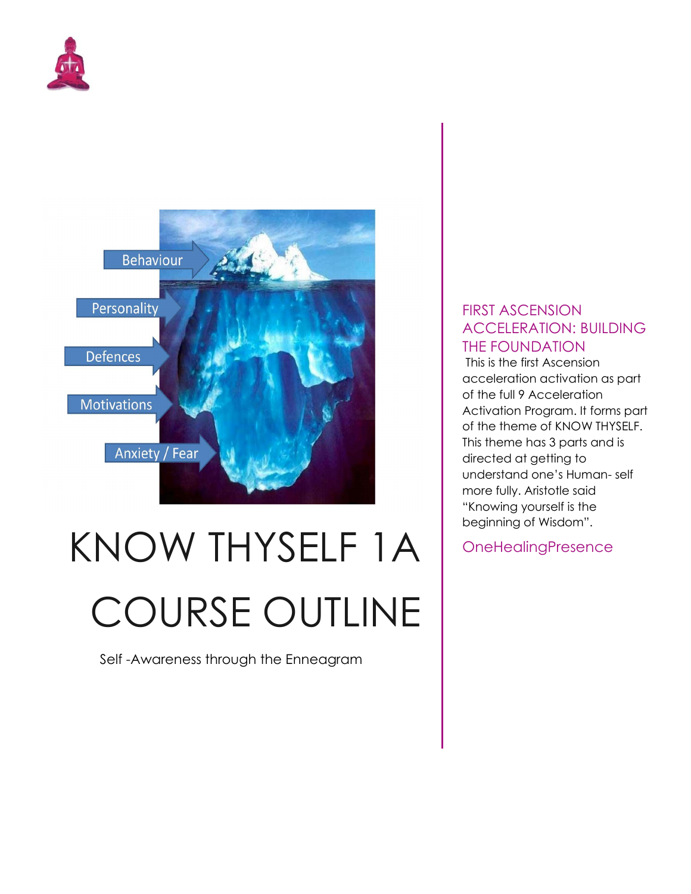Behaviour

Personality

Defences

Motivations

Anxiety / Fear

# KNOW THYSELF 1A COURSE OUTLINE

Self -Awareness through the Enneagram

## FIRST ASCENSION ACCELERATION: BUILDING THE FOUNDATION

This is the first Ascension acceleration activation as part of the full 9 Acceleration Activation Program. It forms part of the theme of KNOW THYSELF. This theme has 3 parts and is directed at getting to understand one's Human- self more fully. Aristotle said "Knowing yourself is the beginning of Wisdom".

OneHealingPresence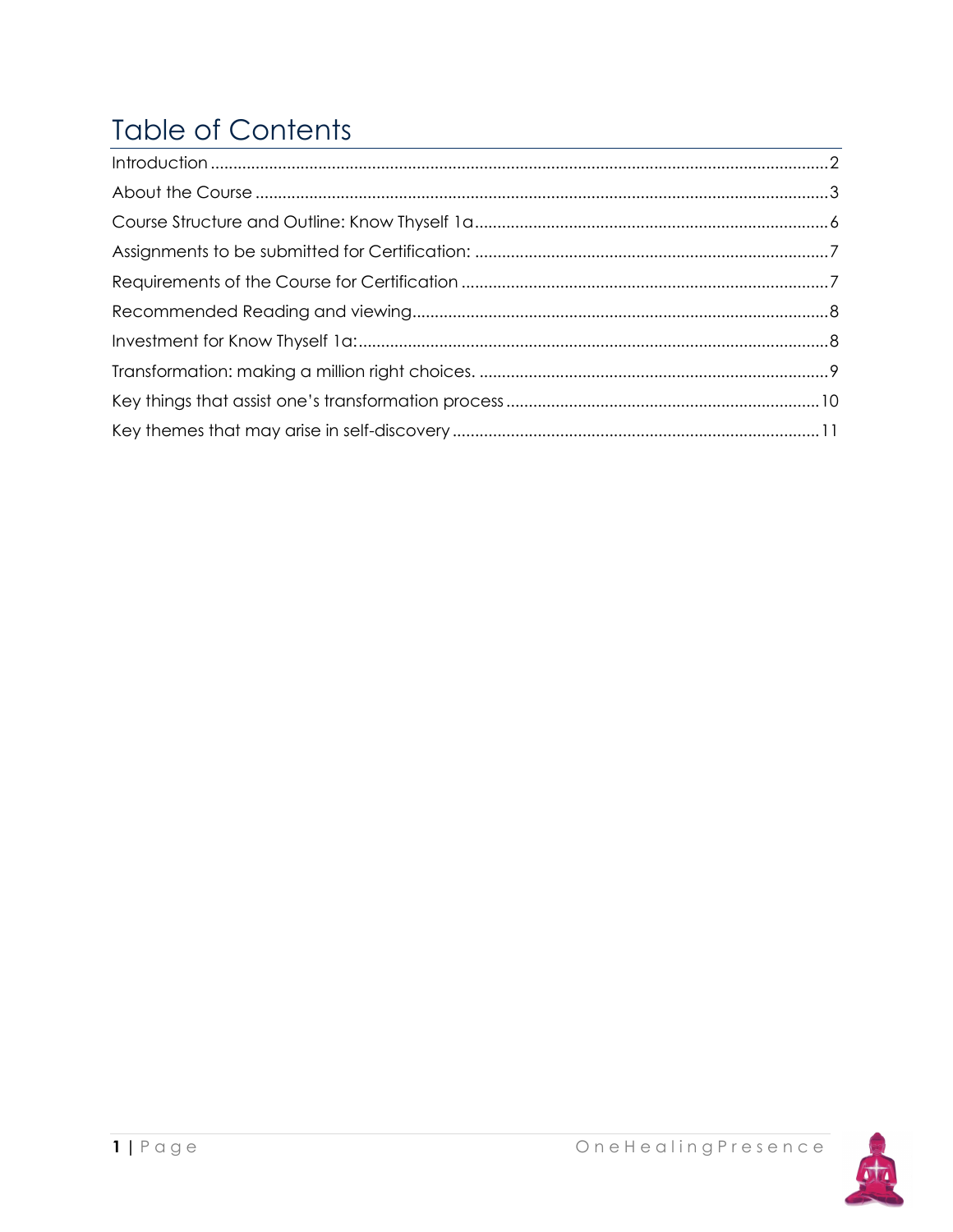# Table of Contents

Introduction ........................................................................................................................................2

About the Course ...............................................................................................................................3

Course Structure and Outline: Know Thyself 1a..............................................................................6

Assignments to be submitted for Certification: ..............................................................................7

Requirements of the Course for Certification .................................................................................7

Recommended Reading and viewing............................................................................................8

Investment for Know Thyself 1a:........................................................................................................8

Transformation: making a million right choices. .............................................................................9

Key things that assist one's transformation process .....................................................................10

Key themes that may arise in self-discovery .................................................................................11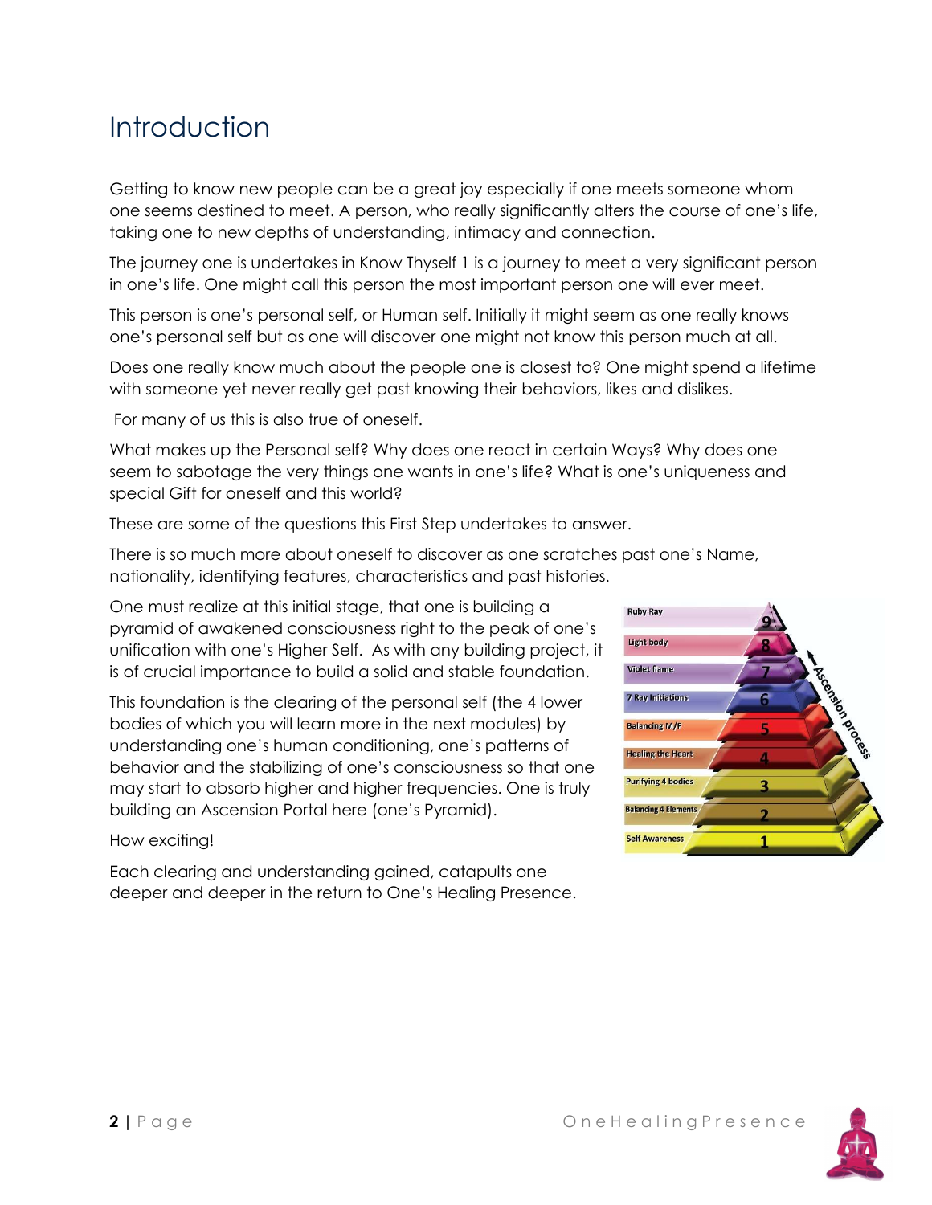# Introduction

Getting to know new people can be a great joy especially if one meets someone whom one seems destined to meet. A person, who really significantly alters the course of one's life, taking one to new depths of understanding, intimacy and connection.

The journey one is undertakes in Know Thyself 1 is a journey to meet a very significant person in one's life. One might call this person the most important person one will ever meet.

This person is one's personal self, or Human self. Initially it might seem as one really knows one's personal self but as one will discover one might not know this person much at all.

Does one really know much about the people one is closest to? One might spend a lifetime with someone yet never really get past knowing their behaviors, likes and dislikes.

For many of us this is also true of oneself.

What makes up the Personal self? Why does one react in certain Ways? Why does one seem to sabotage the very things one wants in one's life? What is one's uniqueness and special Gift for oneself and this world?

These are some of the questions this First Step undertakes to answer.

There is so much more about oneself to discover as one scratches past one's Name, nationality, identifying features, characteristics and past histories.

One must realize at this initial stage, that one is building a pyramid of awakened consciousness right to the peak of one's unification with one's Higher Self. As with any building project, it is of crucial importance to build a solid and stable foundation.

This foundation is the clearing of the personal self (the 4 lower bodies of which you will learn more in the next modules) by understanding one's human conditioning, one's patterns of behavior and the stabilizing of one's consciousness so that one may start to absorb higher and higher frequencies. One is truly building an Ascension Portal here (one's Pyramid).

How exciting!

Each clearing and understanding gained, catapults one deeper and deeper in the return to One's Healing Presence.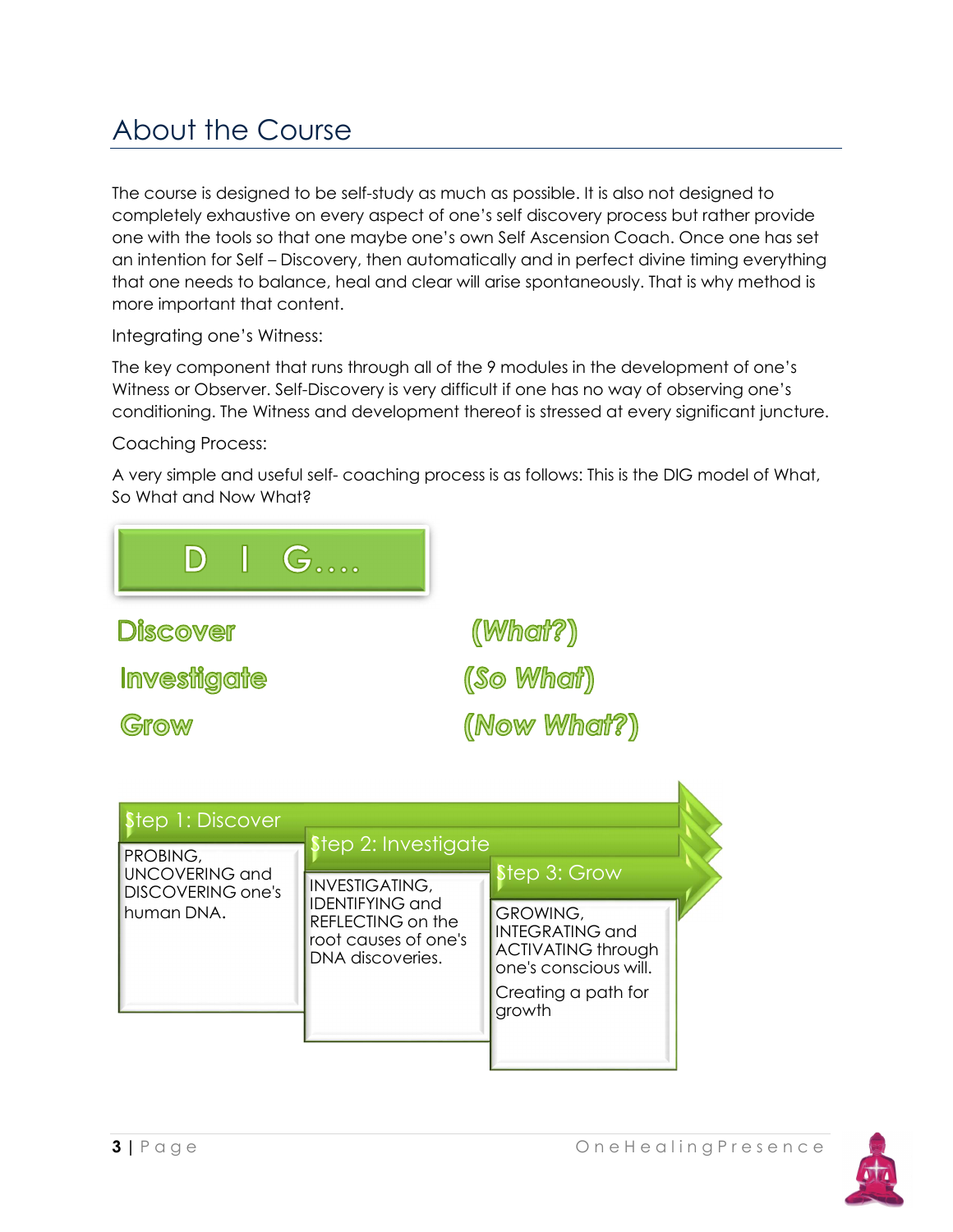## About the Course

The course is designed to be self-study as much as possible. It is also not designed to completely exhaustive on every aspect of one's self discovery process but rather provide one with the tools so that one maybe one's own Self Ascension Coach. Once one has set an intention for Self – Discovery, then automatically and in perfect divine timing everything that one needs to balance, heal and clear will arise spontaneously. That is why method is more important that content.

Integrating one's Witness:

The key component that runs through all of the 9 modules in the development of one's Witness or Observer. Self-Discovery is very difficult if one has no way of observing one's conditioning. The Witness and development thereof is stressed at every significant juncture.

Coaching Process:

A very simple and useful self- coaching process is as follows: This is the DIG model of What, So What and Now What?

D I G….

| | |
|---|---|
| Discover | (What?) |
| Investigate | (So What) |
| Grow | (Now What?) |

**Step 1: Discover**

PROBING, UNCOVERING and DISCOVERING one's human DNA.

**Step 2: Investigate**

INVESTIGATING, IDENTIFYING and REFLECTING on the root causes of one's DNA discoveries.

**Step 3: Grow**

GROWING, INTEGRATING and ACTIVATING through one's conscious will.

Creating a path for growth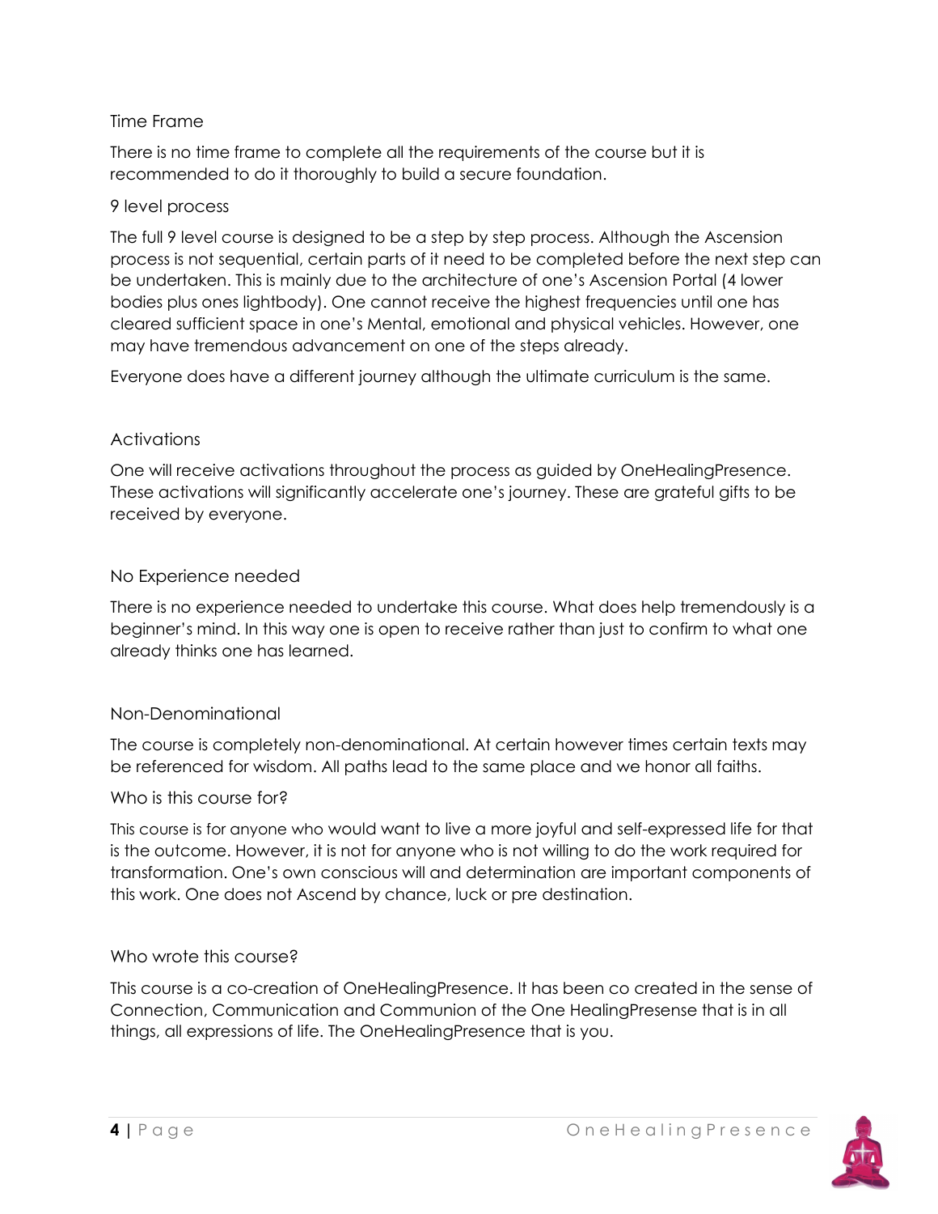## Time Frame

There is no time frame to complete all the requirements of the course but it is recommended to do it thoroughly to build a secure foundation.

## 9 level process

The full 9 level course is designed to be a step by step process. Although the Ascension process is not sequential, certain parts of it need to be completed before the next step can be undertaken. This is mainly due to the architecture of one's Ascension Portal (4 lower bodies plus ones lightbody). One cannot receive the highest frequencies until one has cleared sufficient space in one's Mental, emotional and physical vehicles. However, one may have tremendous advancement on one of the steps already.

Everyone does have a different journey although the ultimate curriculum is the same.

## Activations

One will receive activations throughout the process as guided by OneHealingPresence. These activations will significantly accelerate one's journey. These are grateful gifts to be received by everyone.

## No Experience needed

There is no experience needed to undertake this course. What does help tremendously is a beginner's mind. In this way one is open to receive rather than just to confirm to what one already thinks one has learned.

## Non-Denominational

The course is completely non-denominational. At certain however times certain texts may be referenced for wisdom. All paths lead to the same place and we honor all faiths.

## Who is this course for?

This course is for anyone who would want to live a more joyful and self-expressed life for that is the outcome. However, it is not for anyone who is not willing to do the work required for transformation. One's own conscious will and determination are important components of this work. One does not Ascend by chance, luck or pre destination.

## Who wrote this course?

This course is a co-creation of OneHealingPresence. It has been co created in the sense of Connection, Communication and Communion of the One HealingPresense that is in all things, all expressions of life. The OneHealingPresence that is you.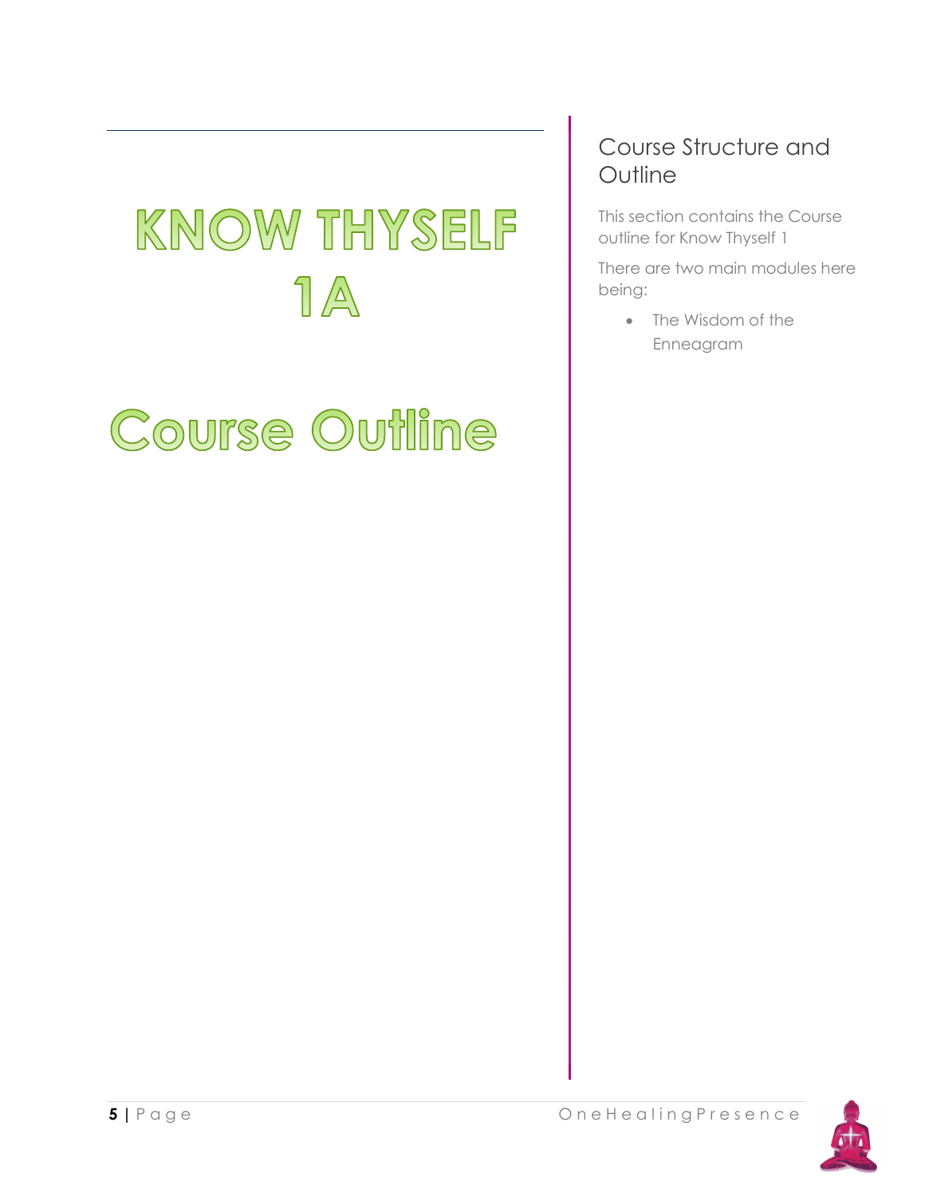# KNOW THYSELF 1A

# Course Outline

## Course Structure and Outline

This section contains the Course outline for Know Thyself 1

There are two main modules here being:

- The Wisdom of the Enneagram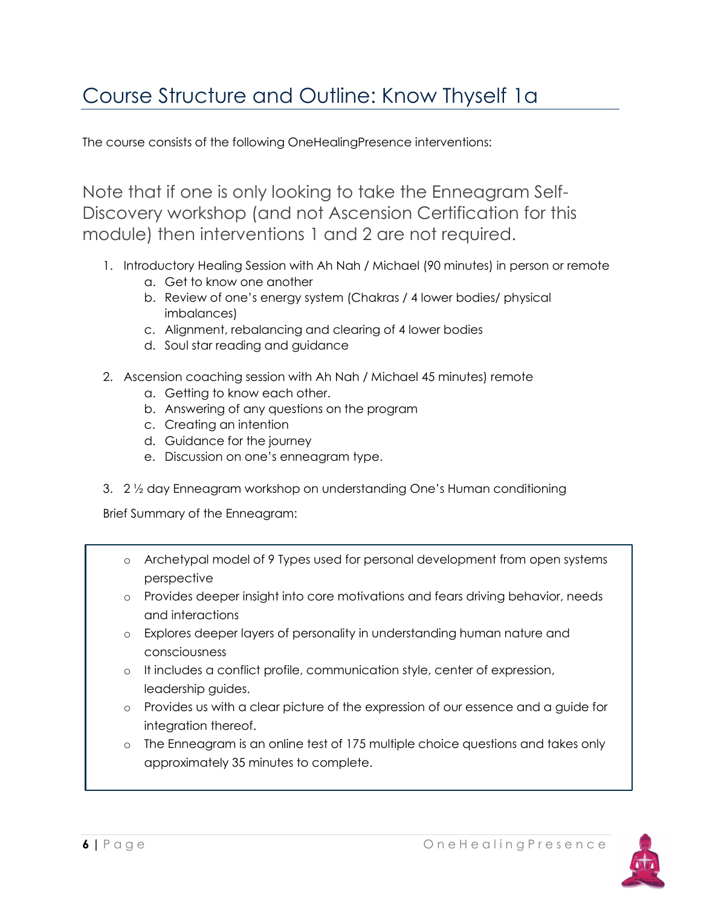# Course Structure and Outline: Know Thyself 1a

The course consists of the following OneHealingPresence interventions:

Note that if one is only looking to take the Enneagram Self-Discovery workshop (and not Ascension Certification for this module) then interventions 1 and 2 are not required.

1. Introductory Healing Session with Ah Nah / Michael (90 minutes) in person or remote
    a. Get to know one another
    b. Review of one's energy system (Chakras / 4 lower bodies/ physical imbalances)
    c. Alignment, rebalancing and clearing of 4 lower bodies
    d. Soul star reading and guidance

2. Ascension coaching session with Ah Nah / Michael 45 minutes) remote
    a. Getting to know each other.
    b. Answering of any questions on the program
    c. Creating an intention
    d. Guidance for the journey
    e. Discussion on one's enneagram type.

3. 2 ½ day Enneagram workshop on understanding One's Human conditioning

Brief Summary of the Enneagram:

- Archetypal model of 9 Types used for personal development from open systems perspective
- Provides deeper insight into core motivations and fears driving behavior, needs and interactions
- Explores deeper layers of personality in understanding human nature and consciousness
- It includes a conflict profile, communication style, center of expression, leadership guides.
- Provides us with a clear picture of the expression of our essence and a guide for integration thereof.
- The Enneagram is an online test of 175 multiple choice questions and takes only approximately 35 minutes to complete.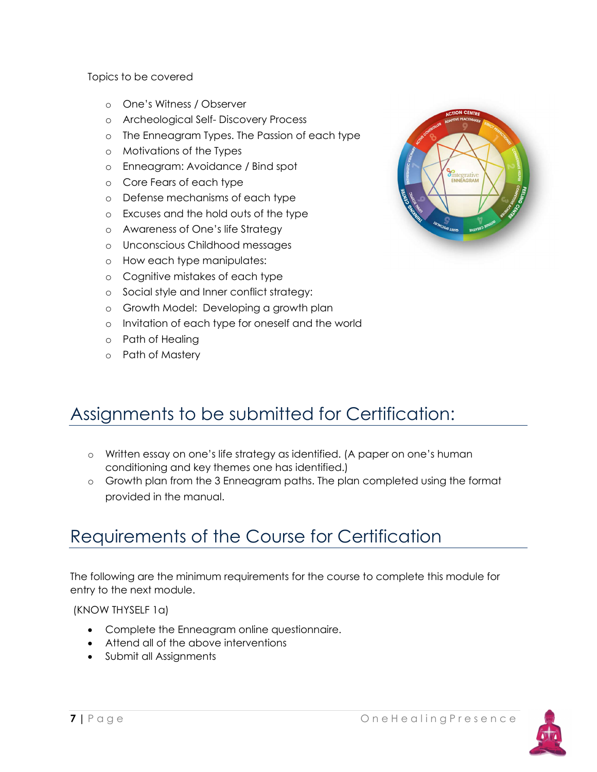Topics to be covered

- One's Witness / Observer
- Archeological Self- Discovery Process
- The Enneagram Types. The Passion of each type
- Motivations of the Types
- Enneagram: Avoidance / Bind spot
- Core Fears of each type
- Defense mechanisms of each type
- Excuses and the hold outs of the type
- Awareness of One's life Strategy
- Unconscious Childhood messages
- How each type manipulates:
- Cognitive mistakes of each type
- Social style and Inner conflict strategy:
- Growth Model: Developing a growth plan
- Invitation of each type for oneself and the world
- Path of Healing
- Path of Mastery

## Assignments to be submitted for Certification:

- Written essay on one's life strategy as identified. (A paper on one's human conditioning and key themes one has identified.)
- Growth plan from the 3 Enneagram paths. The plan completed using the format provided in the manual.

## Requirements of the Course for Certification

The following are the minimum requirements for the course to complete this module for entry to the next module.

(KNOW THYSELF 1a)

- Complete the Enneagram online questionnaire.
- Attend all of the above interventions
- Submit all Assignments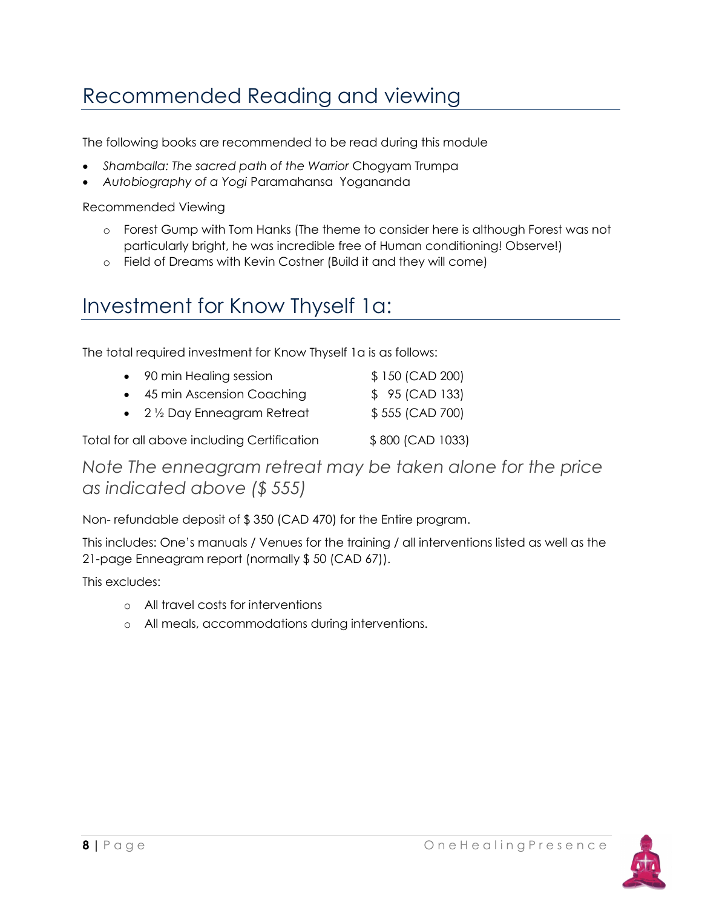## Recommended Reading and viewing

The following books are recommended to be read during this module

- *Shamballa: The sacred path of the Warrior* Chogyam Trumpa
- *Autobiography of a Yogi* Paramahansa Yogananda

Recommended Viewing

- Forest Gump with Tom Hanks (The theme to consider here is although Forest was not particularly bright, he was incredible free of Human conditioning! Observe!)
- Field of Dreams with Kevin Costner (Build it and they will come)

## Investment for Know Thyself 1a:

The total required investment for Know Thyself 1a is as follows:

| | |
|---|---|
| • 90 min Healing session | $ 150 (CAD 200) |
| • 45 min Ascension Coaching | $ 95 (CAD 133) |
| • 2 ½ Day Enneagram Retreat | $ 555 (CAD 700) |
| Total for all above including Certification | $ 800 (CAD 1033) |

*Note The enneagram retreat may be taken alone for the price as indicated above ($ 555)*

Non- refundable deposit of $ 350 (CAD 470) for the Entire program.

This includes: One's manuals / Venues for the training / all interventions listed as well as the 21-page Enneagram report (normally $ 50 (CAD 67)).

This excludes:

- All travel costs for interventions
- All meals, accommodations during interventions.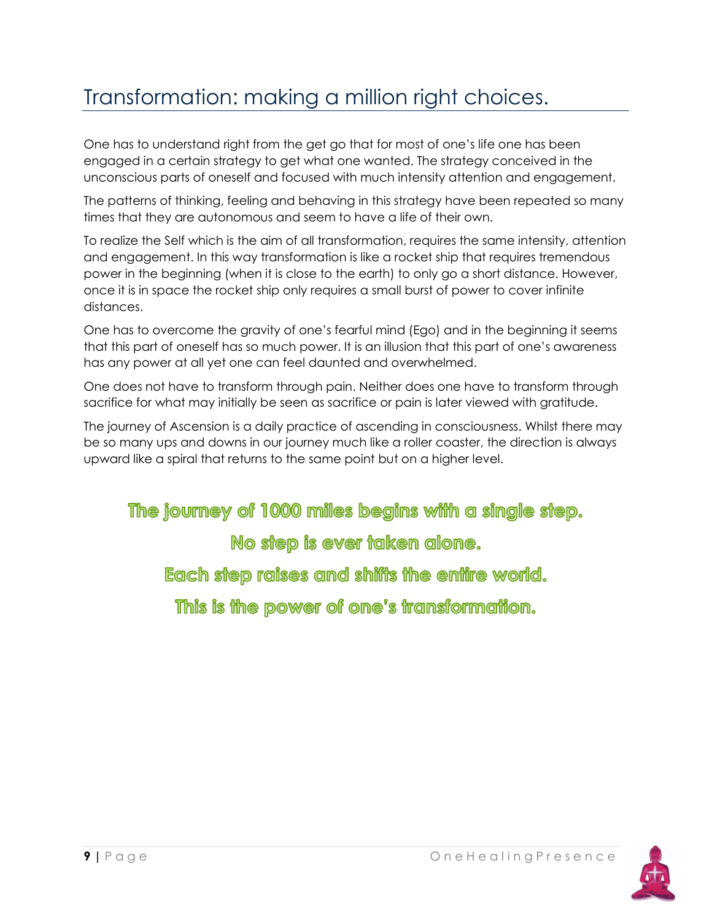## Transformation: making a million right choices.

One has to understand right from the get go that for most of one's life one has been engaged in a certain strategy to get what one wanted. The strategy conceived in the unconscious parts of oneself and focused with much intensity attention and engagement.

The patterns of thinking, feeling and behaving in this strategy have been repeated so many times that they are autonomous and seem to have a life of their own.

To realize the Self which is the aim of all transformation, requires the same intensity, attention and engagement. In this way transformation is like a rocket ship that requires tremendous power in the beginning (when it is close to the earth) to only go a short distance. However, once it is in space the rocket ship only requires a small burst of power to cover infinite distances.

One has to overcome the gravity of one's fearful mind (Ego) and in the beginning it seems that this part of oneself has so much power. It is an illusion that this part of one's awareness has any power at all yet one can feel daunted and overwhelmed.

One does not have to transform through pain. Neither does one have to transform through sacrifice for what may initially be seen as sacrifice or pain is later viewed with gratitude.

The journey of Ascension is a daily practice of ascending in consciousness. Whilst there may be so many ups and downs in our journey much like a roller coaster, the direction is always upward like a spiral that returns to the same point but on a higher level.

**The journey of 1000 miles begins with a single step.**

**No step is ever taken alone.**

**Each step raises and shifts the entire world.**

**This is the power of one's transformation.**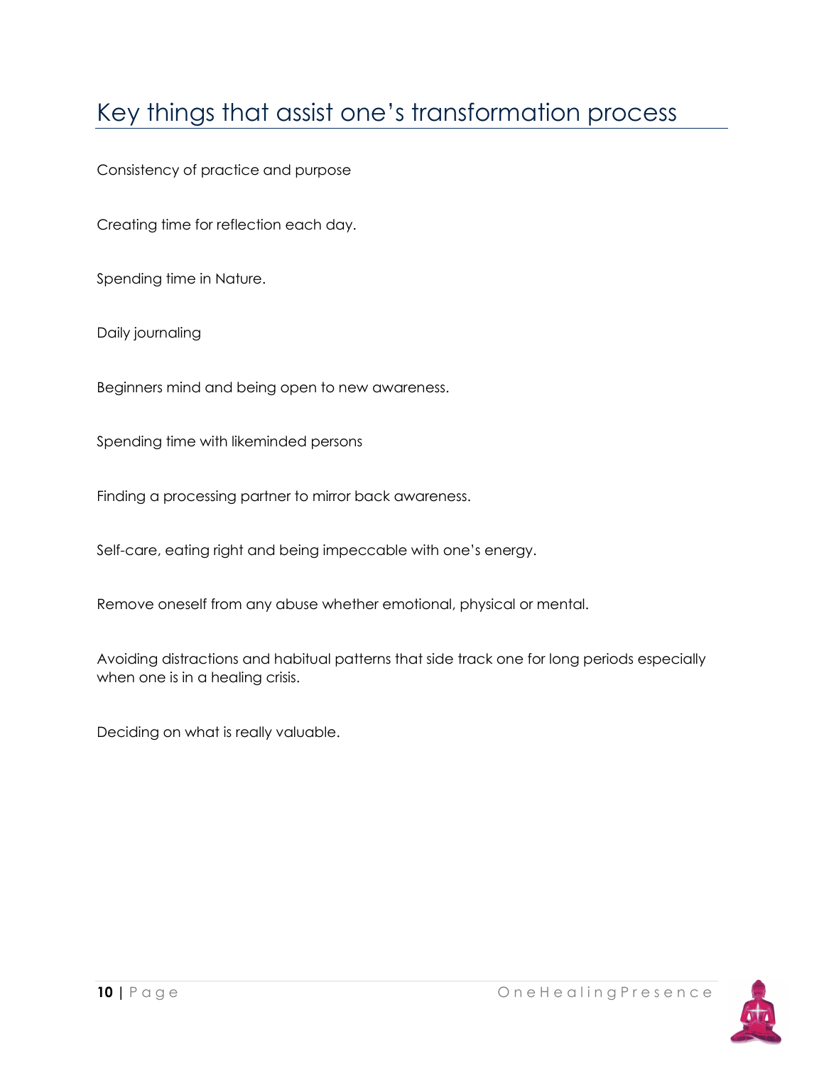## Key things that assist one's transformation process

Consistency of practice and purpose

Creating time for reflection each day.

Spending time in Nature.

Daily journaling

Beginners mind and being open to new awareness.

Spending time with likeminded persons

Finding a processing partner to mirror back awareness.

Self-care, eating right and being impeccable with one's energy.

Remove oneself from any abuse whether emotional, physical or mental.

Avoiding distractions and habitual patterns that side track one for long periods especially when one is in a healing crisis.

Deciding on what is really valuable.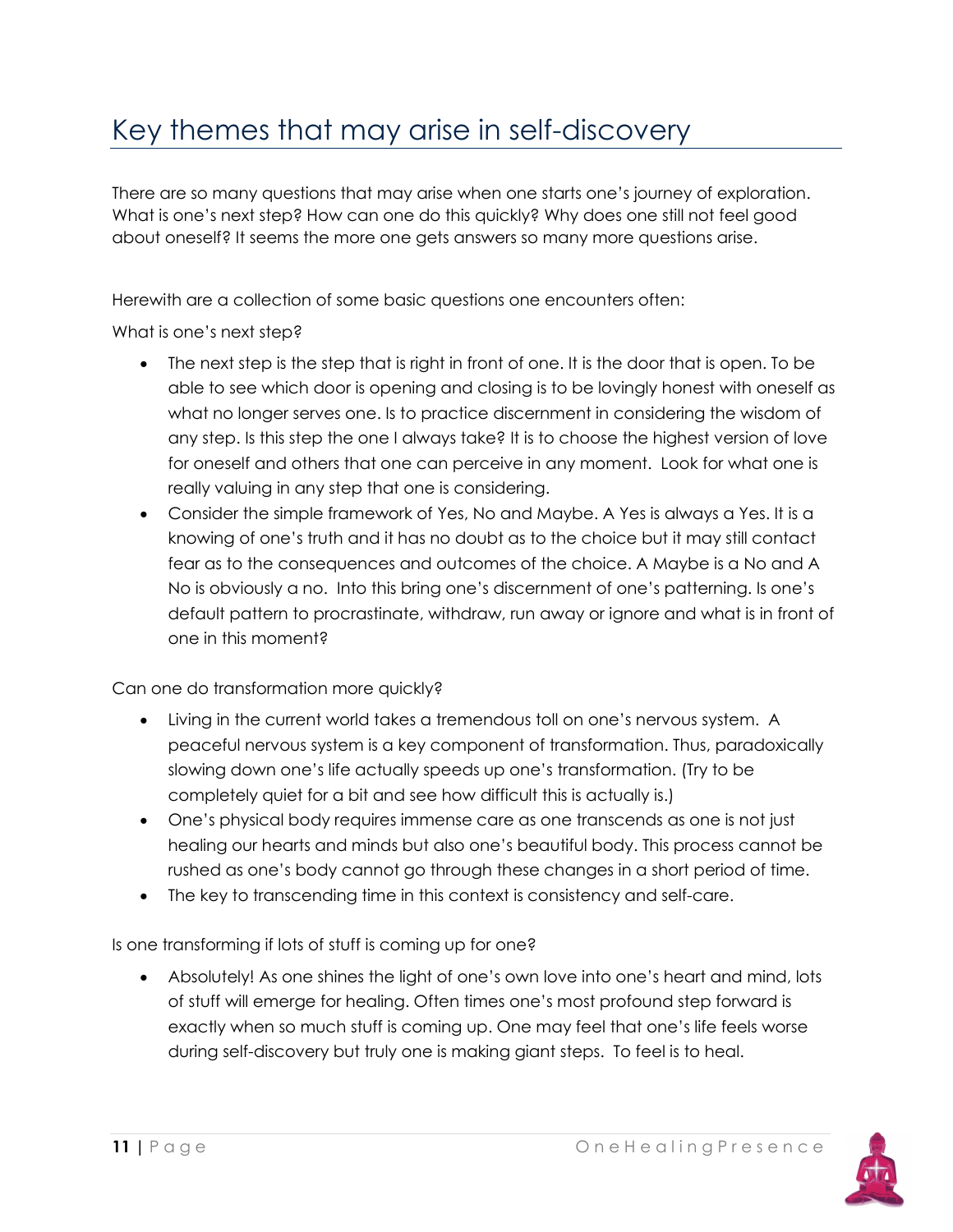# Key themes that may arise in self-discovery

There are so many questions that may arise when one starts one's journey of exploration. What is one's next step? How can one do this quickly? Why does one still not feel good about oneself? It seems the more one gets answers so many more questions arise.

Herewith are a collection of some basic questions one encounters often:

What is one's next step?

- The next step is the step that is right in front of one. It is the door that is open. To be able to see which door is opening and closing is to be lovingly honest with oneself as what no longer serves one. Is to practice discernment in considering the wisdom of any step. Is this step the one I always take? It is to choose the highest version of love for oneself and others that one can perceive in any moment. Look for what one is really valuing in any step that one is considering.
- Consider the simple framework of Yes, No and Maybe. A Yes is always a Yes. It is a knowing of one's truth and it has no doubt as to the choice but it may still contact fear as to the consequences and outcomes of the choice. A Maybe is a No and A No is obviously a no. Into this bring one's discernment of one's patterning. Is one's default pattern to procrastinate, withdraw, run away or ignore and what is in front of one in this moment?

Can one do transformation more quickly?

- Living in the current world takes a tremendous toll on one's nervous system. A peaceful nervous system is a key component of transformation. Thus, paradoxically slowing down one's life actually speeds up one's transformation. (Try to be completely quiet for a bit and see how difficult this is actually is.)
- One's physical body requires immense care as one transcends as one is not just healing our hearts and minds but also one's beautiful body. This process cannot be rushed as one's body cannot go through these changes in a short period of time.
- The key to transcending time in this context is consistency and self-care.

Is one transforming if lots of stuff is coming up for one?

- Absolutely! As one shines the light of one's own love into one's heart and mind, lots of stuff will emerge for healing. Often times one's most profound step forward is exactly when so much stuff is coming up. One may feel that one's life feels worse during self-discovery but truly one is making giant steps. To feel is to heal.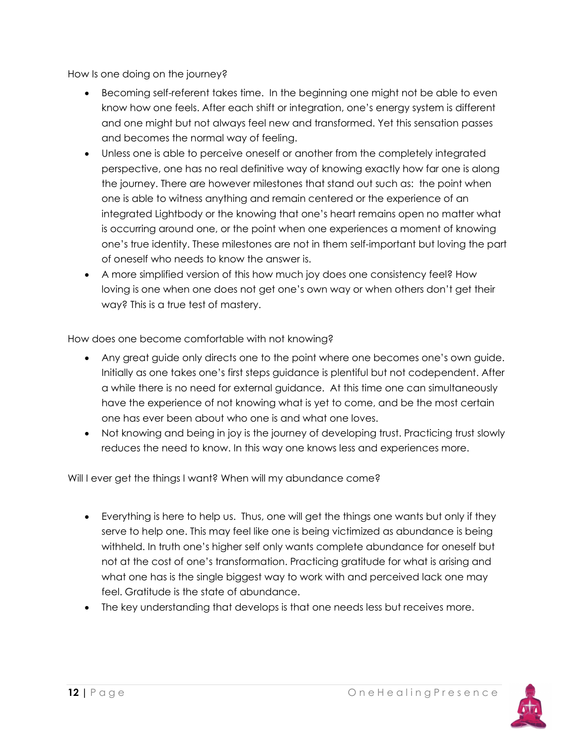How Is one doing on the journey?

- Becoming self-referent takes time. In the beginning one might not be able to even know how one feels. After each shift or integration, one's energy system is different and one might but not always feel new and transformed. Yet this sensation passes and becomes the normal way of feeling.
- Unless one is able to perceive oneself or another from the completely integrated perspective, one has no real definitive way of knowing exactly how far one is along the journey. There are however milestones that stand out such as: the point when one is able to witness anything and remain centered or the experience of an integrated Lightbody or the knowing that one's heart remains open no matter what is occurring around one, or the point when one experiences a moment of knowing one's true identity. These milestones are not in them self-important but loving the part of oneself who needs to know the answer is.
- A more simplified version of this how much joy does one consistency feel? How loving is one when one does not get one's own way or when others don't get their way? This is a true test of mastery.

How does one become comfortable with not knowing?

- Any great guide only directs one to the point where one becomes one's own guide. Initially as one takes one's first steps guidance is plentiful but not codependent. After a while there is no need for external guidance. At this time one can simultaneously have the experience of not knowing what is yet to come, and be the most certain one has ever been about who one is and what one loves.
- Not knowing and being in joy is the journey of developing trust. Practicing trust slowly reduces the need to know. In this way one knows less and experiences more.

Will I ever get the things I want? When will my abundance come?

- Everything is here to help us. Thus, one will get the things one wants but only if they serve to help one. This may feel like one is being victimized as abundance is being withheld. In truth one's higher self only wants complete abundance for oneself but not at the cost of one's transformation. Practicing gratitude for what is arising and what one has is the single biggest way to work with and perceived lack one may feel. Gratitude is the state of abundance.
- The key understanding that develops is that one needs less but receives more.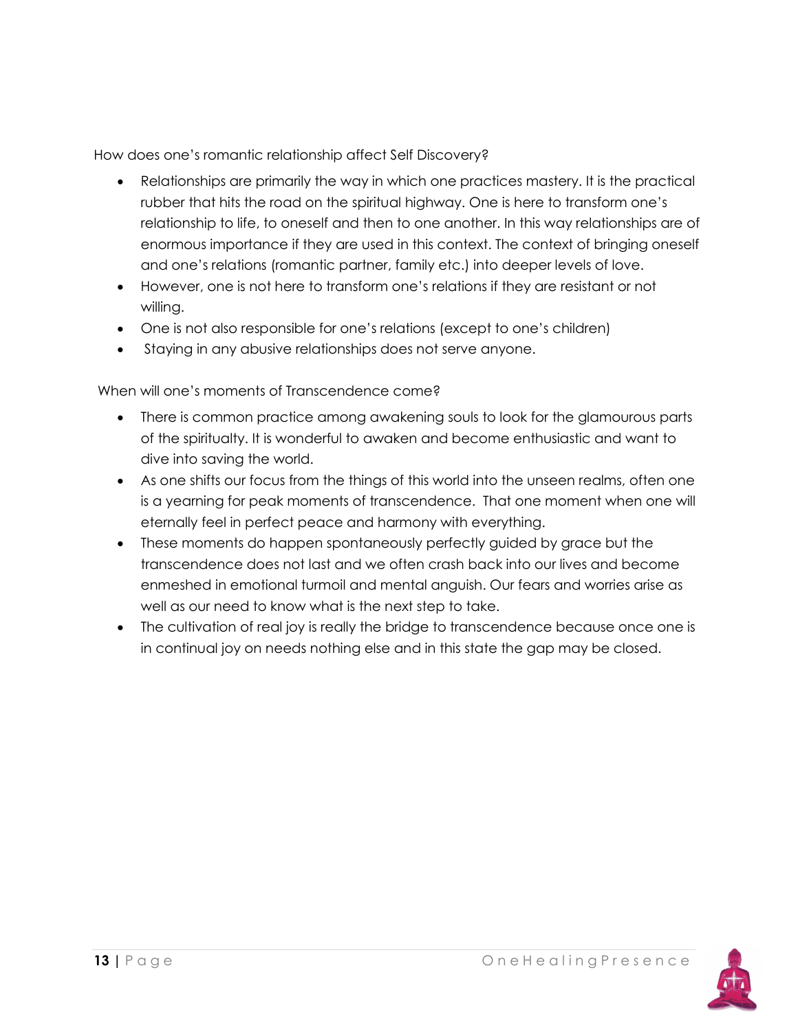How does one's romantic relationship affect Self Discovery?

- Relationships are primarily the way in which one practices mastery. It is the practical rubber that hits the road on the spiritual highway. One is here to transform one's relationship to life, to oneself and then to one another. In this way relationships are of enormous importance if they are used in this context. The context of bringing oneself and one's relations (romantic partner, family etc.) into deeper levels of love.
- However, one is not here to transform one's relations if they are resistant or not willing.
- One is not also responsible for one's relations (except to one's children)
- Staying in any abusive relationships does not serve anyone.

When will one's moments of Transcendence come?

- There is common practice among awakening souls to look for the glamourous parts of the spiritualty. It is wonderful to awaken and become enthusiastic and want to dive into saving the world.
- As one shifts our focus from the things of this world into the unseen realms, often one is a yearning for peak moments of transcendence. That one moment when one will eternally feel in perfect peace and harmony with everything.
- These moments do happen spontaneously perfectly guided by grace but the transcendence does not last and we often crash back into our lives and become enmeshed in emotional turmoil and mental anguish. Our fears and worries arise as well as our need to know what is the next step to take.
- The cultivation of real joy is really the bridge to transcendence because once one is in continual joy on needs nothing else and in this state the gap may be closed.